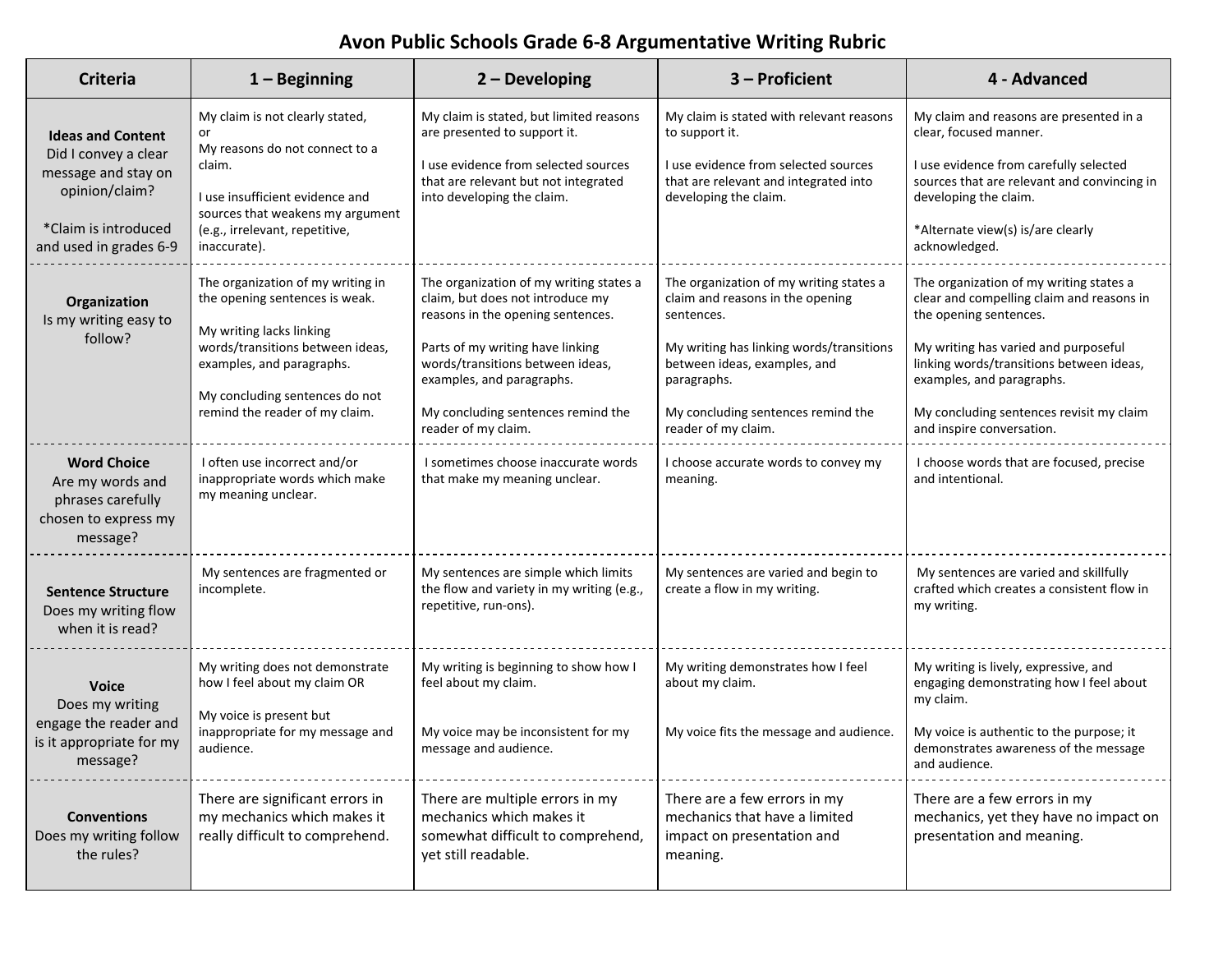# Avon Public Schools Grade 6-8 Argumentative Writing Rubric

| Criteria | 1 – Beginning | 2 – Developing | 3 – Proficient | 4 - Advanced |
|---|---|---|---|---|
| **Ideas and Content** Did I convey a clear message and stay on opinion/claim?<br><br>*Claim is introduced and used in grades 6-9 | My claim is not clearly stated, or My reasons do not connect to a claim.<br><br>I use insufficient evidence and sources that weakens my argument (e.g., irrelevant, repetitive, inaccurate). | My claim is stated, but limited reasons are presented to support it.<br><br>I use evidence from selected sources that are relevant but not integrated into developing the claim. | My claim is stated with relevant reasons to support it.<br><br>I use evidence from selected sources that are relevant and integrated into developing the claim. | My claim and reasons are presented in a clear, focused manner.<br><br>I use evidence from carefully selected sources that are relevant and convincing in developing the claim.<br><br>*Alternate view(s) is/are clearly acknowledged. |
| **Organization** Is my writing easy to follow? | The organization of my writing in the opening sentences is weak.<br><br>My writing lacks linking words/transitions between ideas, examples, and paragraphs.<br><br>My concluding sentences do not remind the reader of my claim. | The organization of my writing states a claim, but does not introduce my reasons in the opening sentences.<br><br>Parts of my writing have linking words/transitions between ideas, examples, and paragraphs.<br><br>My concluding sentences remind the reader of my claim. | The organization of my writing states a claim and reasons in the opening sentences.<br><br>My writing has linking words/transitions between ideas, examples, and paragraphs.<br><br>My concluding sentences remind the reader of my claim. | The organization of my writing states a clear and compelling claim and reasons in the opening sentences.<br><br>My writing has varied and purposeful linking words/transitions between ideas, examples, and paragraphs.<br><br>My concluding sentences revisit my claim and inspire conversation. |
| **Word Choice** Are my words and phrases carefully chosen to express my message? | I often use incorrect and/or inappropriate words which make my meaning unclear. | I sometimes choose inaccurate words that make my meaning unclear. | I choose accurate words to convey my meaning. | I choose words that are focused, precise and intentional. |
| **Sentence Structure** Does my writing flow when it is read? | My sentences are fragmented or incomplete. | My sentences are simple which limits the flow and variety in my writing (e.g., repetitive, run-ons). | My sentences are varied and begin to create a flow in my writing. | My sentences are varied and skillfully crafted which creates a consistent flow in my writing. |
| **Voice** Does my writing engage the reader and is it appropriate for my message? | My writing does not demonstrate how I feel about my claim OR<br><br>My voice is present but inappropriate for my message and audience. | My writing is beginning to show how I feel about my claim.<br><br>My voice may be inconsistent for my message and audience. | My writing demonstrates how I feel about my claim.<br><br>My voice fits the message and audience. | My writing is lively, expressive, and engaging demonstrating how I feel about my claim.<br><br>My voice is authentic to the purpose; it demonstrates awareness of the message and audience. |
| **Conventions** Does my writing follow the rules? | There are significant errors in my mechanics which makes it really difficult to comprehend. | There are multiple errors in my mechanics which makes it somewhat difficult to comprehend, yet still readable. | There are a few errors in my mechanics that have a limited impact on presentation and meaning. | There are a few errors in my mechanics, yet they have no impact on presentation and meaning. |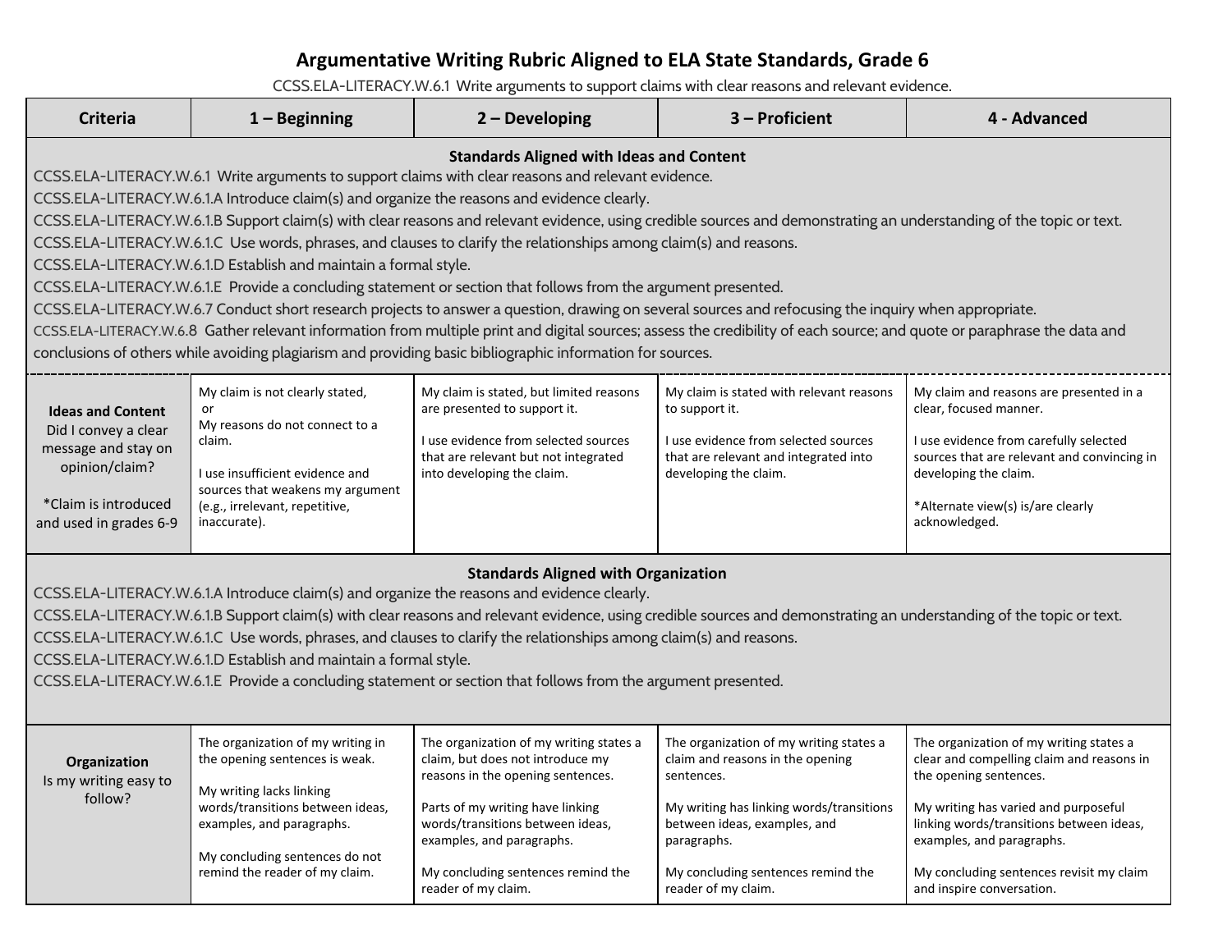# Argumentative Writing Rubric Aligned to ELA State Standards, Grade 6

CCSS.ELA-LITERACY.W.6.1 Write arguments to support claims with clear reasons and relevant evidence.

| Criteria | 1 – Beginning | 2 – Developing | 3 – Proficient | 4 - Advanced |
|---|---|---|---|---|
| **Standards Aligned with Ideas and Content**<br>CCSS.ELA-LITERACY.W.6.1 Write arguments to support claims with clear reasons and relevant evidence.<br>CCSS.ELA-LITERACY.W.6.1.A Introduce claim(s) and organize the reasons and evidence clearly.<br>CCSS.ELA-LITERACY.W.6.1.B Support claim(s) with clear reasons and relevant evidence, using credible sources and demonstrating an understanding of the topic or text.<br>CCSS.ELA-LITERACY.W.6.1.C Use words, phrases, and clauses to clarify the relationships among claim(s) and reasons.<br>CCSS.ELA-LITERACY.W.6.1.D Establish and maintain a formal style.<br>CCSS.ELA-LITERACY.W.6.1.E Provide a concluding statement or section that follows from the argument presented.<br>CCSS.ELA-LITERACY.W.6.7 Conduct short research projects to answer a question, drawing on several sources and refocusing the inquiry when appropriate.<br>CCSS.ELA-LITERACY.W.6.8 Gather relevant information from multiple print and digital sources; assess the credibility of each source; and quote or paraphrase the data and conclusions of others while avoiding plagiarism and providing basic bibliographic information for sources. | | | | |
| **Ideas and Content**<br>Did I convey a clear message and stay on opinion/claim?<br><br>*Claim is introduced and used in grades 6-9 | My claim is not clearly stated,<br>or<br>My reasons do not connect to a claim.<br><br>I use insufficient evidence and sources that weakens my argument (e.g., irrelevant, repetitive, inaccurate). | My claim is stated, but limited reasons are presented to support it.<br><br>I use evidence from selected sources that are relevant but not integrated into developing the claim. | My claim is stated with relevant reasons to support it.<br><br>I use evidence from selected sources that are relevant and integrated into developing the claim. | My claim and reasons are presented in a clear, focused manner.<br><br>I use evidence from carefully selected sources that are relevant and convincing in developing the claim.<br><br>*Alternate view(s) is/are clearly acknowledged. |
| **Standards Aligned with Organization**<br>CCSS.ELA-LITERACY.W.6.1.A Introduce claim(s) and organize the reasons and evidence clearly.<br>CCSS.ELA-LITERACY.W.6.1.B Support claim(s) with clear reasons and relevant evidence, using credible sources and demonstrating an understanding of the topic or text.<br>CCSS.ELA-LITERACY.W.6.1.C Use words, phrases, and clauses to clarify the relationships among claim(s) and reasons.<br>CCSS.ELA-LITERACY.W.6.1.D Establish and maintain a formal style.<br>CCSS.ELA-LITERACY.W.6.1.E Provide a concluding statement or section that follows from the argument presented. | | | | |
| **Organization**<br>Is my writing easy to follow? | The organization of my writing in the opening sentences is weak.<br><br>My writing lacks linking words/transitions between ideas, examples, and paragraphs.<br><br>My concluding sentences do not remind the reader of my claim. | The organization of my writing states a claim, but does not introduce my reasons in the opening sentences.<br><br>Parts of my writing have linking words/transitions between ideas, examples, and paragraphs.<br><br>My concluding sentences remind the reader of my claim. | The organization of my writing states a claim and reasons in the opening sentences.<br><br>My writing has linking words/transitions between ideas, examples, and paragraphs.<br><br>My concluding sentences remind the reader of my claim. | The organization of my writing states a clear and compelling claim and reasons in the opening sentences.<br><br>My writing has varied and purposeful linking words/transitions between ideas, examples, and paragraphs.<br><br>My concluding sentences revisit my claim and inspire conversation. |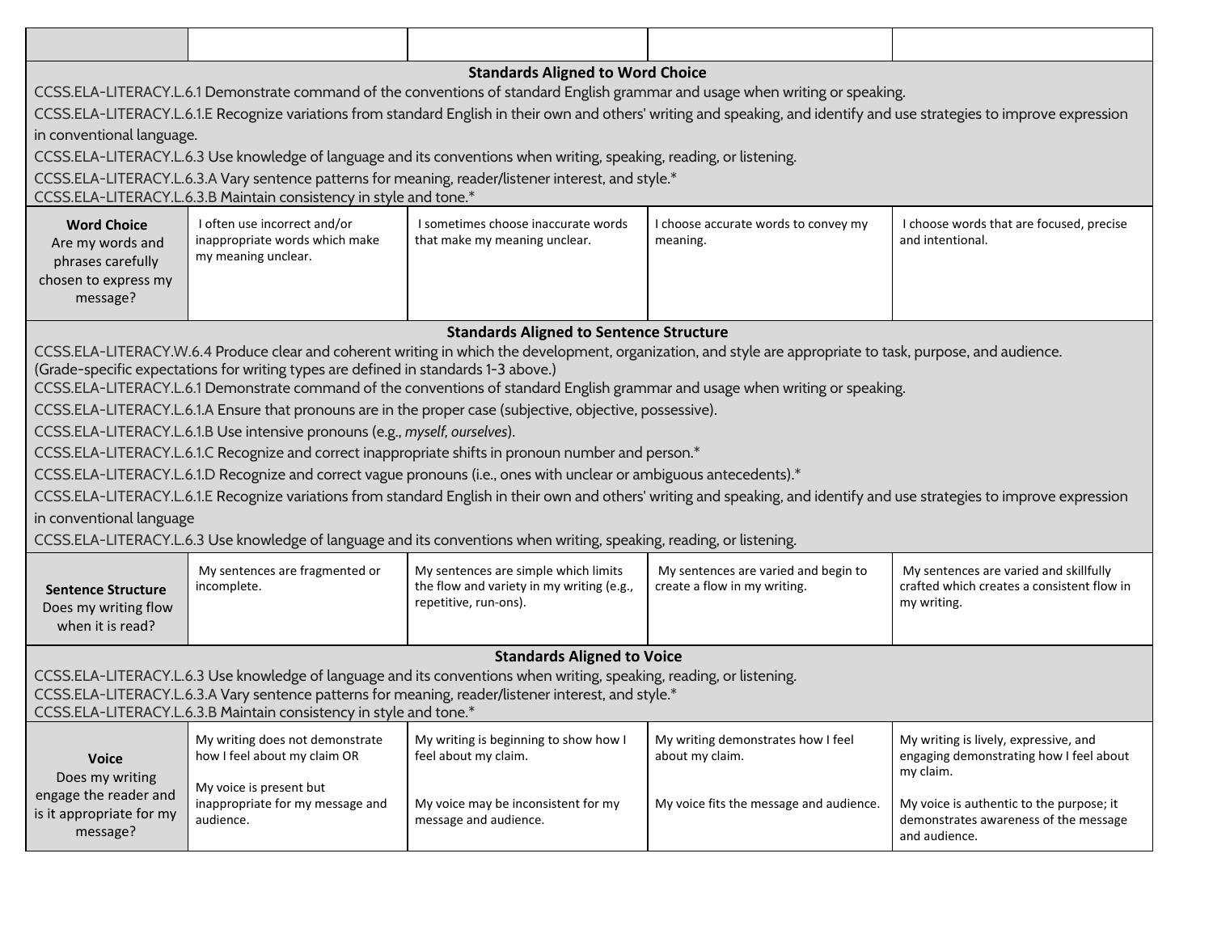| | | | | |
|---|---|---|---|---|
| **Standards Aligned to Word Choice**<br>CCSS.ELA-LITERACY.L.6.1 Demonstrate command of the conventions of standard English grammar and usage when writing or speaking.<br>CCSS.ELA-LITERACY.L.6.1.E Recognize variations from standard English in their own and others' writing and speaking, and identify and use strategies to improve expression in conventional language.<br>CCSS.ELA-LITERACY.L.6.3 Use knowledge of language and its conventions when writing, speaking, reading, or listening.<br>CCSS.ELA-LITERACY.L.6.3.A Vary sentence patterns for meaning, reader/listener interest, and style.*<br>CCSS.ELA-LITERACY.L.6.3.B Maintain consistency in style and tone.* | | | | |
| **Word Choice**<br>Are my words and phrases carefully chosen to express my message? | I often use incorrect and/or inappropriate words which make my meaning unclear. | I sometimes choose inaccurate words that make my meaning unclear. | I choose accurate words to convey my meaning. | I choose words that are focused, precise and intentional. |
| **Standards Aligned to Sentence Structure**<br>CCSS.ELA-LITERACY.W.6.4 Produce clear and coherent writing in which the development, organization, and style are appropriate to task, purpose, and audience. (Grade-specific expectations for writing types are defined in standards 1-3 above.)<br>CCSS.ELA-LITERACY.L.6.1 Demonstrate command of the conventions of standard English grammar and usage when writing or speaking.<br>CCSS.ELA-LITERACY.L.6.1.A Ensure that pronouns are in the proper case (subjective, objective, possessive).<br>CCSS.ELA-LITERACY.L.6.1.B Use intensive pronouns (e.g., *myself, ourselves*).<br>CCSS.ELA-LITERACY.L.6.1.C Recognize and correct inappropriate shifts in pronoun number and person.*<br>CCSS.ELA-LITERACY.L.6.1.D Recognize and correct vague pronouns (i.e., ones with unclear or ambiguous antecedents).*<br>CCSS.ELA-LITERACY.L.6.1.E Recognize variations from standard English in their own and others' writing and speaking, and identify and use strategies to improve expression in conventional language<br>CCSS.ELA-LITERACY.L.6.3 Use knowledge of language and its conventions when writing, speaking, reading, or listening. | | | | |
| **Sentence Structure**<br>Does my writing flow when it is read? | My sentences are fragmented or incomplete. | My sentences are simple which limits the flow and variety in my writing (e.g., repetitive, run-ons). | My sentences are varied and begin to create a flow in my writing. | My sentences are varied and skillfully crafted which creates a consistent flow in my writing. |
| **Standards Aligned to Voice**<br>CCSS.ELA-LITERACY.L.6.3 Use knowledge of language and its conventions when writing, speaking, reading, or listening.<br>CCSS.ELA-LITERACY.L.6.3.A Vary sentence patterns for meaning, reader/listener interest, and style.*<br>CCSS.ELA-LITERACY.L.6.3.B Maintain consistency in style and tone.* | | | | |
| **Voice**<br>Does my writing engage the reader and is it appropriate for my message? | My writing does not demonstrate how I feel about my claim OR<br><br>My voice is present but inappropriate for my message and audience. | My writing is beginning to show how I feel about my claim.<br><br>My voice may be inconsistent for my message and audience. | My writing demonstrates how I feel about my claim.<br><br>My voice fits the message and audience. | My writing is lively, expressive, and engaging demonstrating how I feel about my claim.<br><br>My voice is authentic to the purpose; it demonstrates awareness of the message and audience. |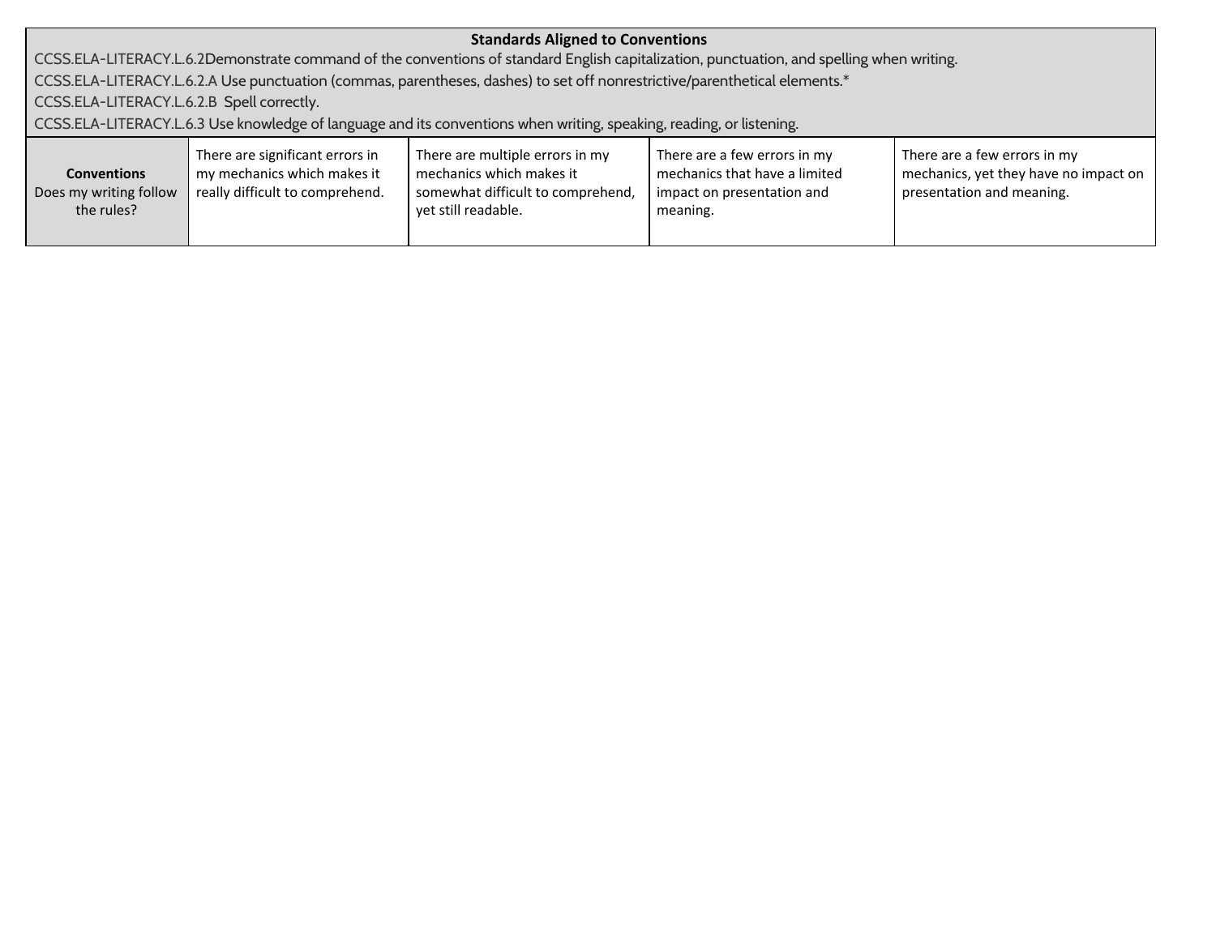| **Standards Aligned to Conventions**<br>CCSS.ELA-LITERACY.L.6.2Demonstrate command of the conventions of standard English capitalization, punctuation, and spelling when writing.<br>CCSS.ELA-LITERACY.L.6.2.A Use punctuation (commas, parentheses, dashes) to set off nonrestrictive/parenthetical elements.*<br>CCSS.ELA-LITERACY.L.6.2.B Spell correctly.<br>CCSS.ELA-LITERACY.L.6.3 Use knowledge of language and its conventions when writing, speaking, reading, or listening. | | | | |
|---|---|---|---|---|
| **Conventions**<br>Does my writing follow the rules? | There are significant errors in my mechanics which makes it really difficult to comprehend. | There are multiple errors in my mechanics which makes it somewhat difficult to comprehend, yet still readable. | There are a few errors in my mechanics that have a limited impact on presentation and meaning. | There are a few errors in my mechanics, yet they have no impact on presentation and meaning. |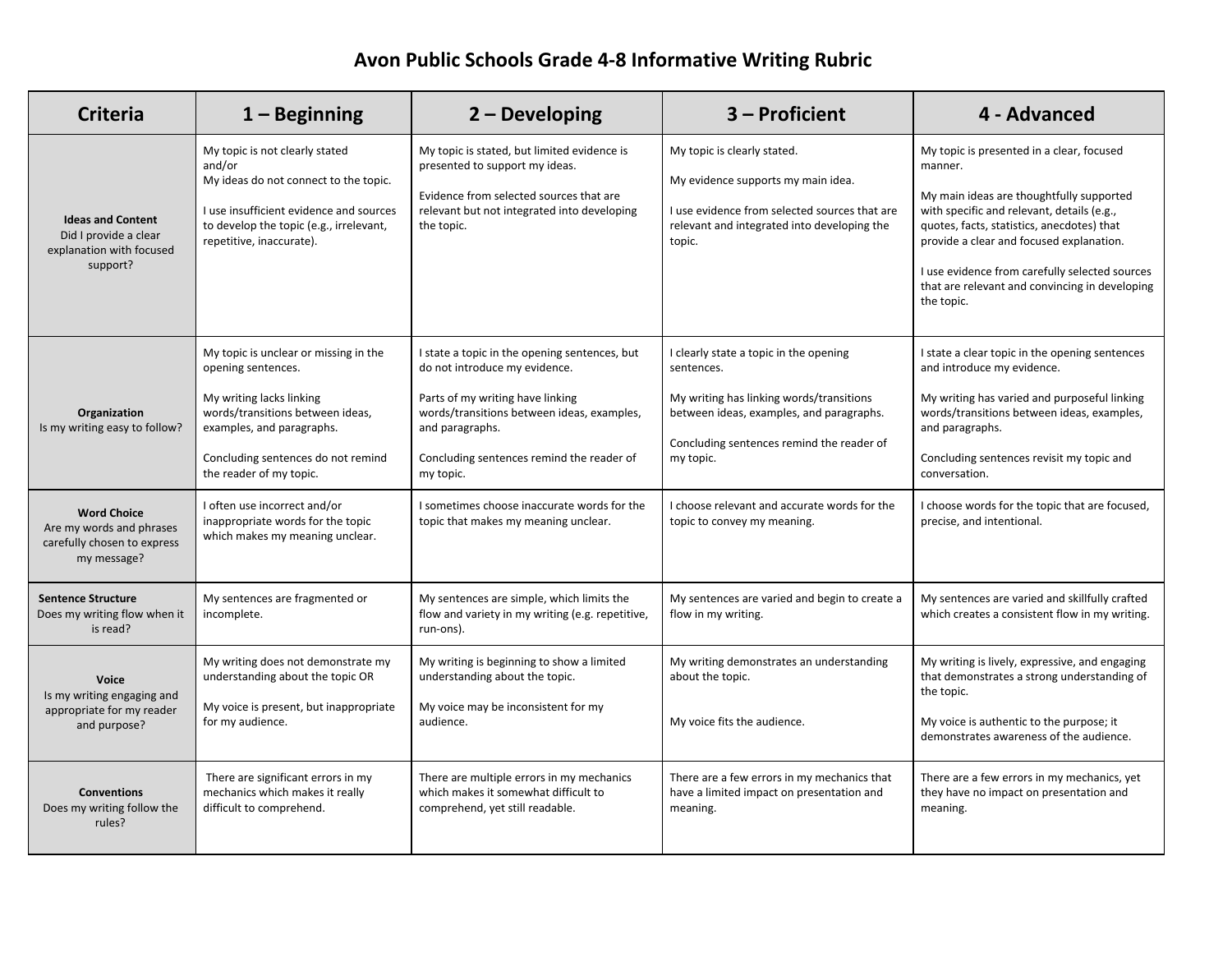# Avon Public Schools Grade 4-8 Informative Writing Rubric

| Criteria | 1 – Beginning | 2 – Developing | 3 – Proficient | 4 - Advanced |
|---|---|---|---|---|
| **Ideas and Content**<br>Did I provide a clear explanation with focused support? | My topic is not clearly stated and/or<br>My ideas do not connect to the topic.<br><br>I use insufficient evidence and sources to develop the topic (e.g., irrelevant, repetitive, inaccurate). | My topic is stated, but limited evidence is presented to support my ideas.<br><br>Evidence from selected sources that are relevant but not integrated into developing the topic. | My topic is clearly stated.<br><br>My evidence supports my main idea.<br><br>I use evidence from selected sources that are relevant and integrated into developing the topic. | My topic is presented in a clear, focused manner.<br><br>My main ideas are thoughtfully supported with specific and relevant, details (e.g., quotes, facts, statistics, anecdotes) that provide a clear and focused explanation.<br><br>I use evidence from carefully selected sources that are relevant and convincing in developing the topic. |
| **Organization**<br>Is my writing easy to follow? | My topic is unclear or missing in the opening sentences.<br><br>My writing lacks linking words/transitions between ideas, examples, and paragraphs.<br><br>Concluding sentences do not remind the reader of my topic. | I state a topic in the opening sentences, but do not introduce my evidence.<br><br>Parts of my writing have linking words/transitions between ideas, examples, and paragraphs.<br><br>Concluding sentences remind the reader of my topic. | I clearly state a topic in the opening sentences.<br><br>My writing has linking words/transitions between ideas, examples, and paragraphs.<br><br>Concluding sentences remind the reader of my topic. | I state a clear topic in the opening sentences and introduce my evidence.<br><br>My writing has varied and purposeful linking words/transitions between ideas, examples, and paragraphs.<br><br>Concluding sentences revisit my topic and conversation. |
| **Word Choice**<br>Are my words and phrases carefully chosen to express my message? | I often use incorrect and/or inappropriate words for the topic which makes my meaning unclear. | I sometimes choose inaccurate words for the topic that makes my meaning unclear. | I choose relevant and accurate words for the topic to convey my meaning. | I choose words for the topic that are focused, precise, and intentional. |
| **Sentence Structure**<br>Does my writing flow when it is read? | My sentences are fragmented or incomplete. | My sentences are simple, which limits the flow and variety in my writing (e.g. repetitive, run-ons). | My sentences are varied and begin to create a flow in my writing. | My sentences are varied and skillfully crafted which creates a consistent flow in my writing. |
| **Voice**<br>Is my writing engaging and appropriate for my reader and purpose? | My writing does not demonstrate my understanding about the topic OR<br><br>My voice is present, but inappropriate for my audience. | My writing is beginning to show a limited understanding about the topic.<br><br>My voice may be inconsistent for my audience. | My writing demonstrates an understanding about the topic.<br><br>My voice fits the audience. | My writing is lively, expressive, and engaging that demonstrates a strong understanding of the topic.<br><br>My voice is authentic to the purpose; it demonstrates awareness of the audience. |
| **Conventions**<br>Does my writing follow the rules? | There are significant errors in my mechanics which makes it really difficult to comprehend. | There are multiple errors in my mechanics which makes it somewhat difficult to comprehend, yet still readable. | There are a few errors in my mechanics that have a limited impact on presentation and meaning. | There are a few errors in my mechanics, yet they have no impact on presentation and meaning. |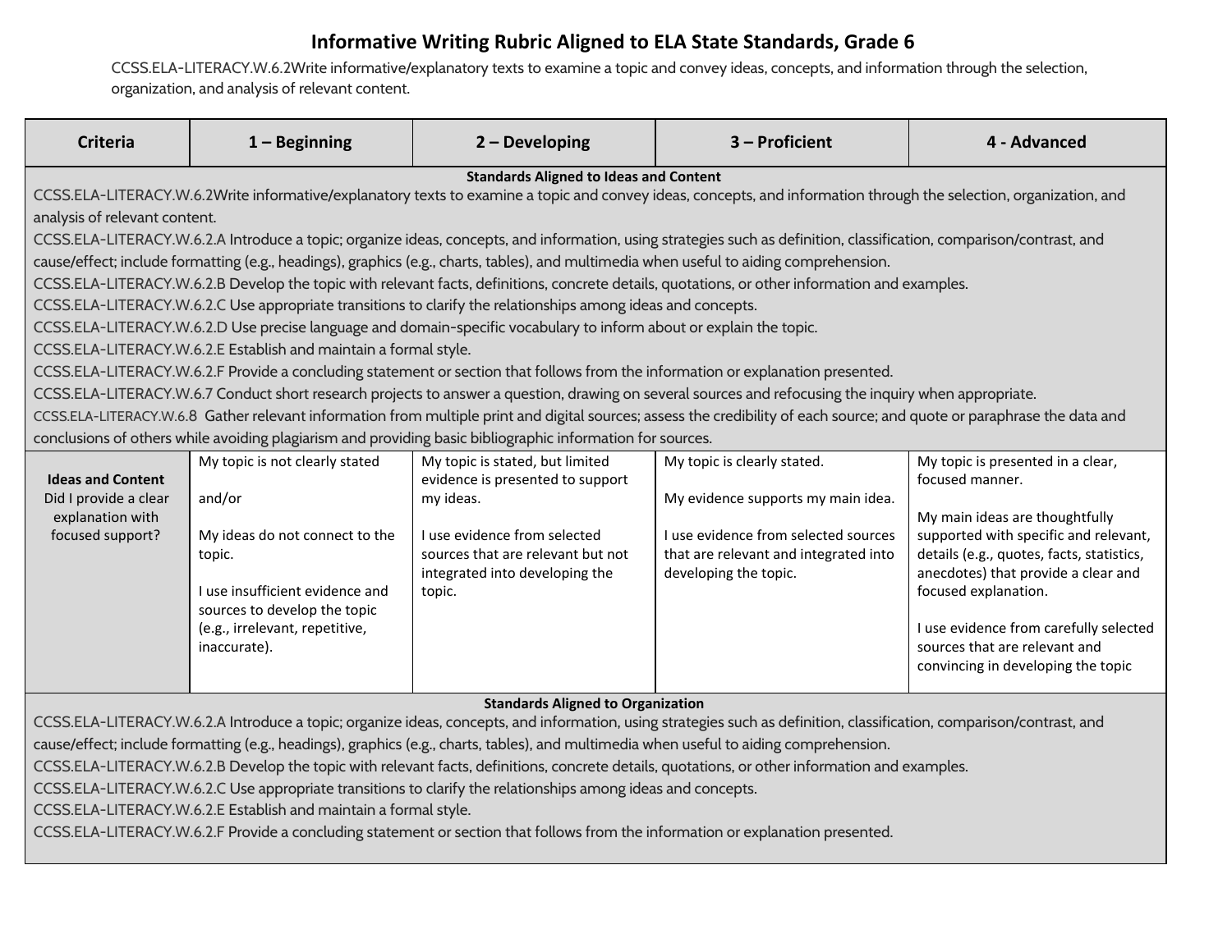# Informative Writing Rubric Aligned to ELA State Standards, Grade 6

CCSS.ELA-LITERACY.W.6.2Write informative/explanatory texts to examine a topic and convey ideas, concepts, and information through the selection, organization, and analysis of relevant content.

| Criteria | 1 – Beginning | 2 – Developing | 3 – Proficient | 4 - Advanced |
|---|---|---|---|---|
| **Standards Aligned to Ideas and Content**<br>CCSS.ELA-LITERACY.W.6.2Write informative/explanatory texts to examine a topic and convey ideas, concepts, and information through the selection, organization, and analysis of relevant content.<br>CCSS.ELA-LITERACY.W.6.2.A Introduce a topic; organize ideas, concepts, and information, using strategies such as definition, classification, comparison/contrast, and cause/effect; include formatting (e.g., headings), graphics (e.g., charts, tables), and multimedia when useful to aiding comprehension.<br>CCSS.ELA-LITERACY.W.6.2.B Develop the topic with relevant facts, definitions, concrete details, quotations, or other information and examples.<br>CCSS.ELA-LITERACY.W.6.2.C Use appropriate transitions to clarify the relationships among ideas and concepts.<br>CCSS.ELA-LITERACY.W.6.2.D Use precise language and domain-specific vocabulary to inform about or explain the topic.<br>CCSS.ELA-LITERACY.W.6.2.E Establish and maintain a formal style.<br>CCSS.ELA-LITERACY.W.6.2.F Provide a concluding statement or section that follows from the information or explanation presented.<br>CCSS.ELA-LITERACY.W.6.7 Conduct short research projects to answer a question, drawing on several sources and refocusing the inquiry when appropriate.<br>CCSS.ELA-LITERACY.W.6.8 Gather relevant information from multiple print and digital sources; assess the credibility of each source; and quote or paraphrase the data and conclusions of others while avoiding plagiarism and providing basic bibliographic information for sources. | | | | |
| **Ideas and Content**<br>Did I provide a clear explanation with focused support? | My topic is not clearly stated<br><br>and/or<br><br>My ideas do not connect to the topic.<br><br>I use insufficient evidence and sources to develop the topic (e.g., irrelevant, repetitive, inaccurate). | My topic is stated, but limited evidence is presented to support my ideas.<br><br>I use evidence from selected sources that are relevant but not integrated into developing the topic. | My topic is clearly stated.<br><br>My evidence supports my main idea.<br><br>I use evidence from selected sources that are relevant and integrated into developing the topic. | My topic is presented in a clear, focused manner.<br><br>My main ideas are thoughtfully supported with specific and relevant, details (e.g., quotes, facts, statistics, anecdotes) that provide a clear and focused explanation.<br><br>I use evidence from carefully selected sources that are relevant and convincing in developing the topic |
| **Standards Aligned to Organization**<br>CCSS.ELA-LITERACY.W.6.2.A Introduce a topic; organize ideas, concepts, and information, using strategies such as definition, classification, comparison/contrast, and cause/effect; include formatting (e.g., headings), graphics (e.g., charts, tables), and multimedia when useful to aiding comprehension.<br>CCSS.ELA-LITERACY.W.6.2.B Develop the topic with relevant facts, definitions, concrete details, quotations, or other information and examples.<br>CCSS.ELA-LITERACY.W.6.2.C Use appropriate transitions to clarify the relationships among ideas and concepts.<br>CCSS.ELA-LITERACY.W.6.2.E Establish and maintain a formal style.<br>CCSS.ELA-LITERACY.W.6.2.F Provide a concluding statement or section that follows from the information or explanation presented. | | | | |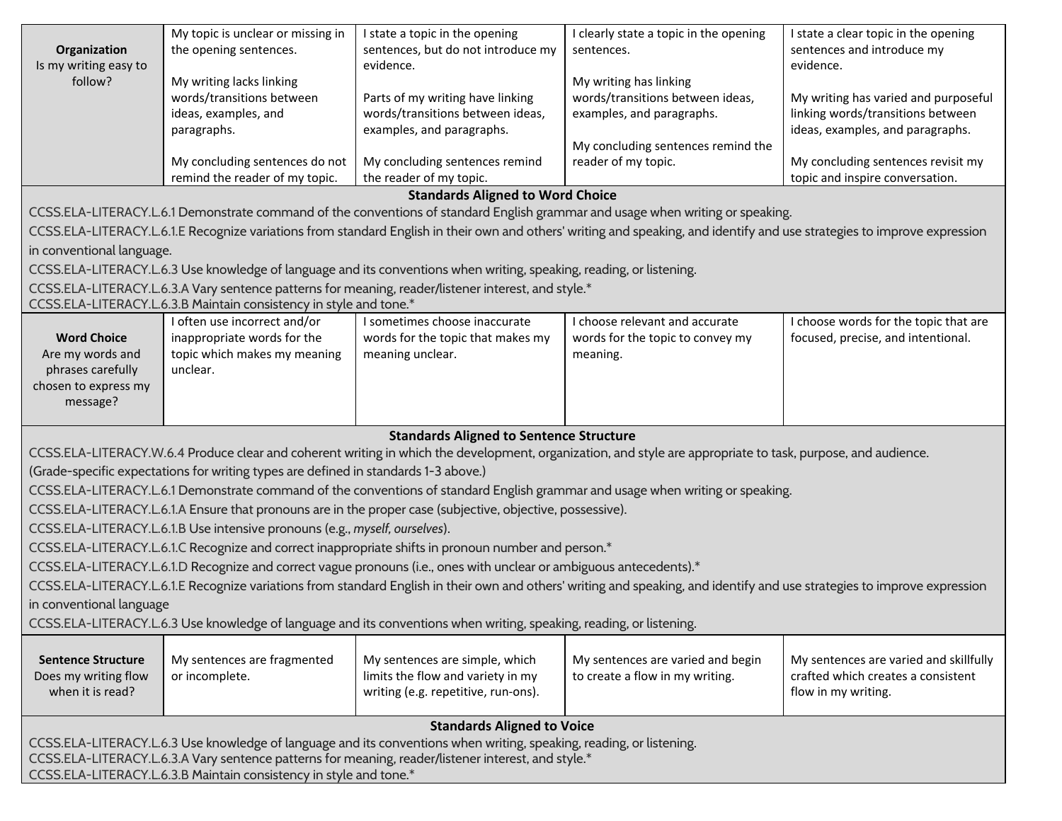| | | | | |
|---|---|---|---|---|
| **Organization** Is my writing easy to follow? | My topic is unclear or missing in the opening sentences.<br><br>My writing lacks linking words/transitions between ideas, examples, and paragraphs.<br><br>My concluding sentences do not remind the reader of my topic. | I state a topic in the opening sentences, but do not introduce my evidence.<br><br>Parts of my writing have linking words/transitions between ideas, examples, and paragraphs.<br><br>My concluding sentences remind the reader of my topic. | I clearly state a topic in the opening sentences.<br><br>My writing has linking words/transitions between ideas, examples, and paragraphs.<br><br>My concluding sentences remind the reader of my topic. | I state a clear topic in the opening sentences and introduce my evidence.<br><br>My writing has varied and purposeful linking words/transitions between ideas, examples, and paragraphs.<br><br>My concluding sentences revisit my topic and inspire conversation. |

**Standards Aligned to Word Choice**

CCSS.ELA-LITERACY.L.6.1 Demonstrate command of the conventions of standard English grammar and usage when writing or speaking.
CCSS.ELA-LITERACY.L.6.1.E Recognize variations from standard English in their own and others' writing and speaking, and identify and use strategies to improve expression in conventional language.
CCSS.ELA-LITERACY.L.6.3 Use knowledge of language and its conventions when writing, speaking, reading, or listening.
CCSS.ELA-LITERACY.L.6.3.A Vary sentence patterns for meaning, reader/listener interest, and style.*
CCSS.ELA-LITERACY.L.6.3.B Maintain consistency in style and tone.*

| | | | | |
|---|---|---|---|---|
| **Word Choice** Are my words and phrases carefully chosen to express my message? | I often use incorrect and/or inappropriate words for the topic which makes my meaning unclear. | I sometimes choose inaccurate words for the topic that makes my meaning unclear. | I choose relevant and accurate words for the topic to convey my meaning. | I choose words for the topic that are focused, precise, and intentional. |

**Standards Aligned to Sentence Structure**

CCSS.ELA-LITERACY.W.6.4 Produce clear and coherent writing in which the development, organization, and style are appropriate to task, purpose, and audience. (Grade-specific expectations for writing types are defined in standards 1-3 above.)
CCSS.ELA-LITERACY.L.6.1 Demonstrate command of the conventions of standard English grammar and usage when writing or speaking.
CCSS.ELA-LITERACY.L.6.1.A Ensure that pronouns are in the proper case (subjective, objective, possessive).
CCSS.ELA-LITERACY.L.6.1.B Use intensive pronouns (e.g., *myself, ourselves*).
CCSS.ELA-LITERACY.L.6.1.C Recognize and correct inappropriate shifts in pronoun number and person.*
CCSS.ELA-LITERACY.L.6.1.D Recognize and correct vague pronouns (i.e., ones with unclear or ambiguous antecedents).*
CCSS.ELA-LITERACY.L.6.1.E Recognize variations from standard English in their own and others' writing and speaking, and identify and use strategies to improve expression in conventional language
CCSS.ELA-LITERACY.L.6.3 Use knowledge of language and its conventions when writing, speaking, reading, or listening.

| | | | | |
|---|---|---|---|---|
| **Sentence Structure** Does my writing flow when it is read? | My sentences are fragmented or incomplete. | My sentences are simple, which limits the flow and variety in my writing (e.g. repetitive, run-ons). | My sentences are varied and begin to create a flow in my writing. | My sentences are varied and skillfully crafted which creates a consistent flow in my writing. |

**Standards Aligned to Voice**

CCSS.ELA-LITERACY.L.6.3 Use knowledge of language and its conventions when writing, speaking, reading, or listening.
CCSS.ELA-LITERACY.L.6.3.A Vary sentence patterns for meaning, reader/listener interest, and style.*
CCSS.ELA-LITERACY.L.6.3.B Maintain consistency in style and tone.*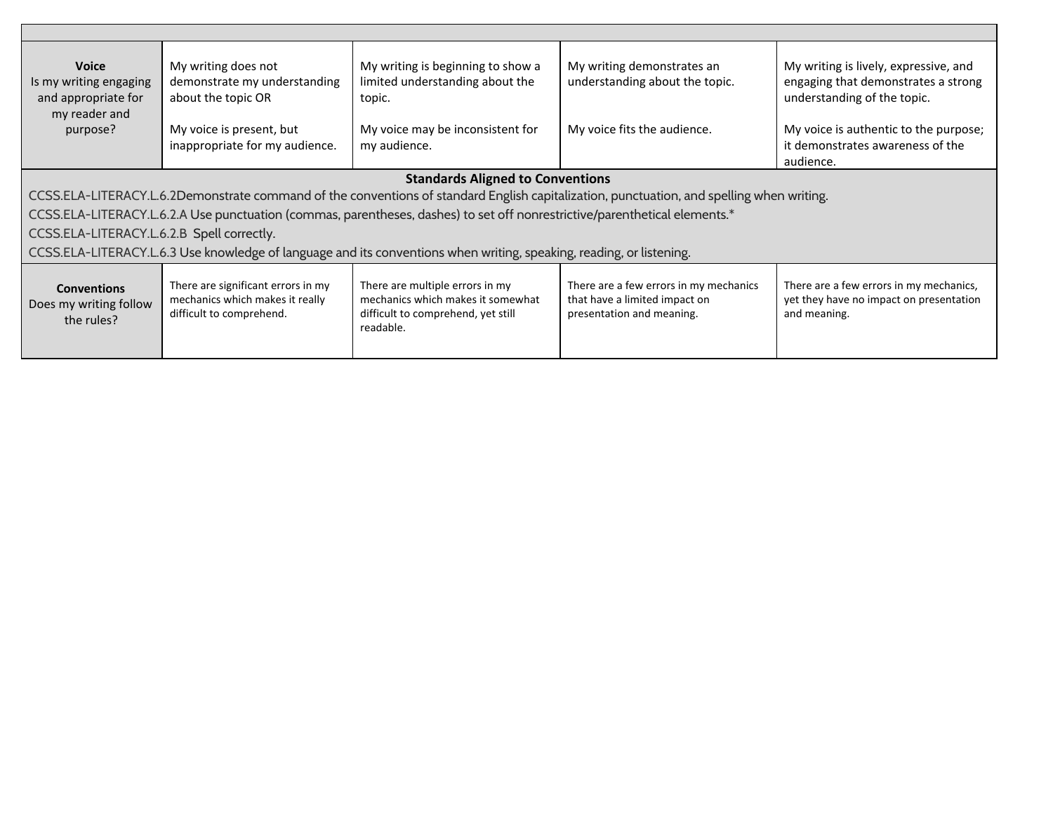| | | | | |
|---|---|---|---|---|
| **Voice**<br>Is my writing engaging and appropriate for my reader and purpose? | My writing does not demonstrate my understanding about the topic OR<br><br>My voice is present, but inappropriate for my audience. | My writing is beginning to show a limited understanding about the topic.<br><br>My voice may be inconsistent for my audience. | My writing demonstrates an understanding about the topic.<br><br>My voice fits the audience. | My writing is lively, expressive, and engaging that demonstrates a strong understanding of the topic.<br><br>My voice is authentic to the purpose; it demonstrates awareness of the audience. |
| **Standards Aligned to Conventions**<br>CCSS.ELA-LITERACY.L.6.2Demonstrate command of the conventions of standard English capitalization, punctuation, and spelling when writing.<br>CCSS.ELA-LITERACY.L.6.2.A Use punctuation (commas, parentheses, dashes) to set off nonrestrictive/parenthetical elements.*<br>CCSS.ELA-LITERACY.L.6.2.B Spell correctly.<br>CCSS.ELA-LITERACY.L.6.3 Use knowledge of language and its conventions when writing, speaking, reading, or listening. | | | | |
| **Conventions**<br>Does my writing follow the rules? | There are significant errors in my mechanics which makes it really difficult to comprehend. | There are multiple errors in my mechanics which makes it somewhat difficult to comprehend, yet still readable. | There are a few errors in my mechanics that have a limited impact on presentation and meaning. | There are a few errors in my mechanics, yet they have no impact on presentation and meaning. |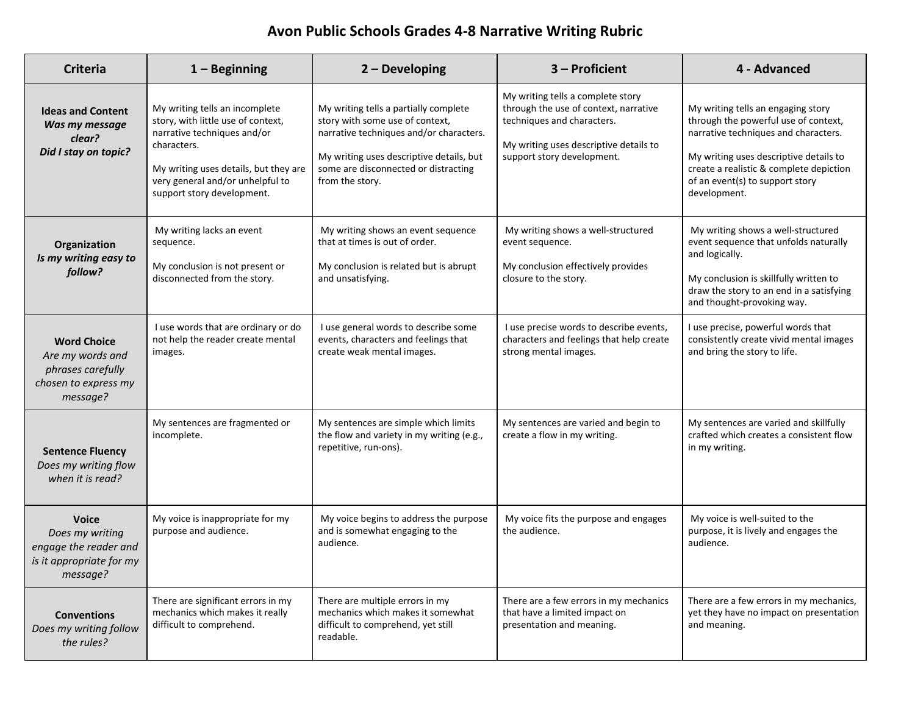# Avon Public Schools Grades 4-8 Narrative Writing Rubric

| Criteria | 1 – Beginning | 2 – Developing | 3 – Proficient | 4 - Advanced |
|---|---|---|---|---|
| **Ideas and Content** *Was my message clear? Did I stay on topic?* | My writing tells an incomplete story, with little use of context, narrative techniques and/or characters.<br><br>My writing uses details, but they are very general and/or unhelpful to support story development. | My writing tells a partially complete story with some use of context, narrative techniques and/or characters.<br><br>My writing uses descriptive details, but some are disconnected or distracting from the story. | My writing tells a complete story through the use of context, narrative techniques and characters.<br><br>My writing uses descriptive details to support story development. | My writing tells an engaging story through the powerful use of context, narrative techniques and characters.<br><br>My writing uses descriptive details to create a realistic & complete depiction of an event(s) to support story development. |
| **Organization** *Is my writing easy to follow?* | My writing lacks an event sequence.<br><br>My conclusion is not present or disconnected from the story. | My writing shows an event sequence that at times is out of order.<br><br>My conclusion is related but is abrupt and unsatisfying. | My writing shows a well-structured event sequence.<br><br>My conclusion effectively provides closure to the story. | My writing shows a well-structured event sequence that unfolds naturally and logically.<br><br>My conclusion is skillfully written to draw the story to an end in a satisfying and thought-provoking way. |
| **Word Choice** *Are my words and phrases carefully chosen to express my message?* | I use words that are ordinary or do not help the reader create mental images. | I use general words to describe some events, characters and feelings that create weak mental images. | I use precise words to describe events, characters and feelings that help create strong mental images. | I use precise, powerful words that consistently create vivid mental images and bring the story to life. |
| **Sentence Fluency** *Does my writing flow when it is read?* | My sentences are fragmented or incomplete. | My sentences are simple which limits the flow and variety in my writing (e.g., repetitive, run-ons). | My sentences are varied and begin to create a flow in my writing. | My sentences are varied and skillfully crafted which creates a consistent flow in my writing. |
| **Voice** *Does my writing engage the reader and is it appropriate for my message?* | My voice is inappropriate for my purpose and audience. | My voice begins to address the purpose and is somewhat engaging to the audience. | My voice fits the purpose and engages the audience. | My voice is well-suited to the purpose, it is lively and engages the audience. |
| **Conventions** *Does my writing follow the rules?* | There are significant errors in my mechanics which makes it really difficult to comprehend. | There are multiple errors in my mechanics which makes it somewhat difficult to comprehend, yet still readable. | There are a few errors in my mechanics that have a limited impact on presentation and meaning. | There are a few errors in my mechanics, yet they have no impact on presentation and meaning. |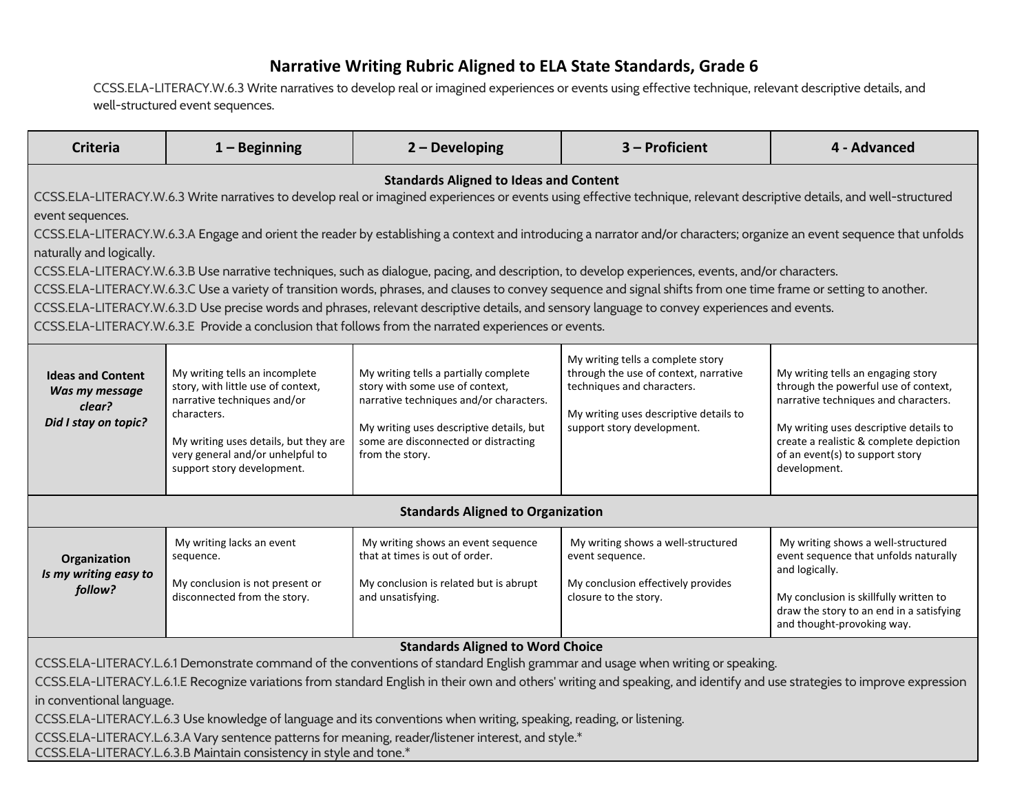# Narrative Writing Rubric Aligned to ELA State Standards, Grade 6

CCSS.ELA-LITERACY.W.6.3 Write narratives to develop real or imagined experiences or events using effective technique, relevant descriptive details, and well-structured event sequences.

| Criteria | 1 – Beginning | 2 – Developing | 3 – Proficient | 4 - Advanced |
|---|---|---|---|---|
| **Standards Aligned to Ideas and Content**<br>CCSS.ELA-LITERACY.W.6.3 Write narratives to develop real or imagined experiences or events using effective technique, relevant descriptive details, and well-structured event sequences.<br>CCSS.ELA-LITERACY.W.6.3.A Engage and orient the reader by establishing a context and introducing a narrator and/or characters; organize an event sequence that unfolds naturally and logically.<br>CCSS.ELA-LITERACY.W.6.3.B Use narrative techniques, such as dialogue, pacing, and description, to develop experiences, events, and/or characters.<br>CCSS.ELA-LITERACY.W.6.3.C Use a variety of transition words, phrases, and clauses to convey sequence and signal shifts from one time frame or setting to another.<br>CCSS.ELA-LITERACY.W.6.3.D Use precise words and phrases, relevant descriptive details, and sensory language to convey experiences and events.<br>CCSS.ELA-LITERACY.W.6.3.E Provide a conclusion that follows from the narrated experiences or events. | | | | |
| **Ideas and Content**<br>***Was my message clear?***<br>***Did I stay on topic?*** | My writing tells an incomplete story, with little use of context, narrative techniques and/or characters.<br><br>My writing uses details, but they are very general and/or unhelpful to support story development. | My writing tells a partially complete story with some use of context, narrative techniques and/or characters.<br><br>My writing uses descriptive details, but some are disconnected or distracting from the story. | My writing tells a complete story through the use of context, narrative techniques and characters.<br><br>My writing uses descriptive details to support story development. | My writing tells an engaging story through the powerful use of context, narrative techniques and characters.<br><br>My writing uses descriptive details to create a realistic & complete depiction of an event(s) to support story development. |
| **Standards Aligned to Organization** | | | | |
| **Organization**<br>***Is my writing easy to follow?*** | My writing lacks an event sequence.<br><br>My conclusion is not present or disconnected from the story. | My writing shows an event sequence that at times is out of order.<br><br>My conclusion is related but is abrupt and unsatisfying. | My writing shows a well-structured event sequence.<br><br>My conclusion effectively provides closure to the story. | My writing shows a well-structured event sequence that unfolds naturally and logically.<br><br>My conclusion is skillfully written to draw the story to an end in a satisfying and thought-provoking way. |
| **Standards Aligned to Word Choice**<br>CCSS.ELA-LITERACY.L.6.1 Demonstrate command of the conventions of standard English grammar and usage when writing or speaking.<br>CCSS.ELA-LITERACY.L.6.1.E Recognize variations from standard English in their own and others' writing and speaking, and identify and use strategies to improve expression in conventional language.<br>CCSS.ELA-LITERACY.L.6.3 Use knowledge of language and its conventions when writing, speaking, reading, or listening.<br>CCSS.ELA-LITERACY.L.6.3.A Vary sentence patterns for meaning, reader/listener interest, and style.*<br>CCSS.ELA-LITERACY.L.6.3.B Maintain consistency in style and tone.* | | | | |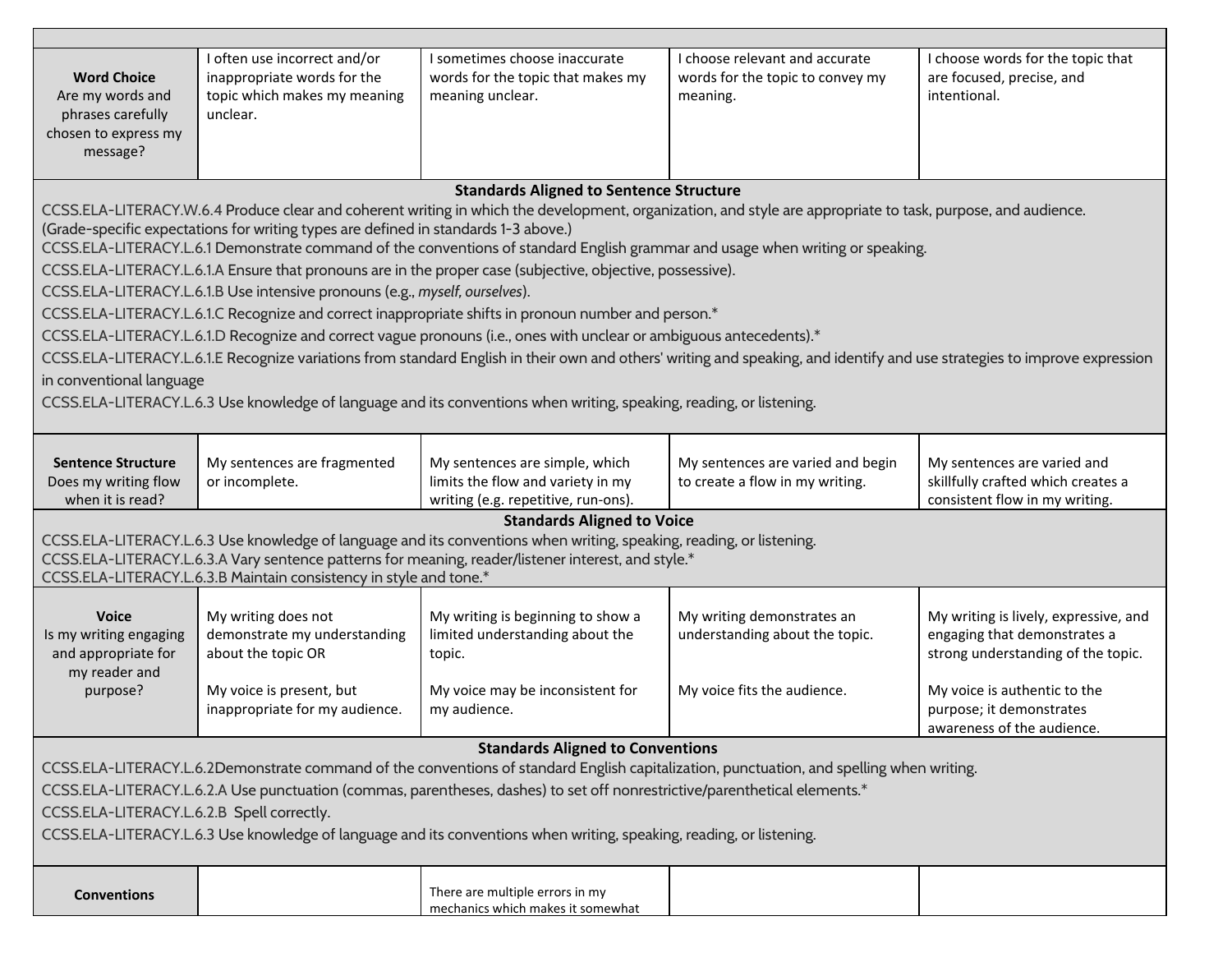| | | | | |
|---|---|---|---|---|
| **Word Choice**<br>Are my words and phrases carefully chosen to express my message? | I often use incorrect and/or inappropriate words for the topic which makes my meaning unclear. | I sometimes choose inaccurate words for the topic that makes my meaning unclear. | I choose relevant and accurate words for the topic to convey my meaning. | I choose words for the topic that are focused, precise, and intentional. |
| **Standards Aligned to Sentence Structure**<br>CCSS.ELA-LITERACY.W.6.4 Produce clear and coherent writing in which the development, organization, and style are appropriate to task, purpose, and audience. (Grade-specific expectations for writing types are defined in standards 1-3 above.)<br>CCSS.ELA-LITERACY.L.6.1 Demonstrate command of the conventions of standard English grammar and usage when writing or speaking.<br>CCSS.ELA-LITERACY.L.6.1.A Ensure that pronouns are in the proper case (subjective, objective, possessive).<br>CCSS.ELA-LITERACY.L.6.1.B Use intensive pronouns (e.g., *myself, ourselves*).<br>CCSS.ELA-LITERACY.L.6.1.C Recognize and correct inappropriate shifts in pronoun number and person.*<br>CCSS.ELA-LITERACY.L.6.1.D Recognize and correct vague pronouns (i.e., ones with unclear or ambiguous antecedents).*<br>CCSS.ELA-LITERACY.L.6.1.E Recognize variations from standard English in their own and others' writing and speaking, and identify and use strategies to improve expression in conventional language<br>CCSS.ELA-LITERACY.L.6.3 Use knowledge of language and its conventions when writing, speaking, reading, or listening. | | | | |
| **Sentence Structure**<br>Does my writing flow when it is read? | My sentences are fragmented or incomplete. | My sentences are simple, which limits the flow and variety in my writing (e.g. repetitive, run-ons). | My sentences are varied and begin to create a flow in my writing. | My sentences are varied and skillfully crafted which creates a consistent flow in my writing. |
| **Standards Aligned to Voice**<br>CCSS.ELA-LITERACY.L.6.3 Use knowledge of language and its conventions when writing, speaking, reading, or listening.<br>CCSS.ELA-LITERACY.L.6.3.A Vary sentence patterns for meaning, reader/listener interest, and style.*<br>CCSS.ELA-LITERACY.L.6.3.B Maintain consistency in style and tone.* | | | | |
| **Voice**<br>Is my writing engaging and appropriate for my reader and purpose? | My writing does not demonstrate my understanding about the topic OR<br><br>My voice is present, but inappropriate for my audience. | My writing is beginning to show a limited understanding about the topic.<br><br>My voice may be inconsistent for my audience. | My writing demonstrates an understanding about the topic.<br><br>My voice fits the audience. | My writing is lively, expressive, and engaging that demonstrates a strong understanding of the topic.<br><br>My voice is authentic to the purpose; it demonstrates awareness of the audience. |
| **Standards Aligned to Conventions**<br>CCSS.ELA-LITERACY.L.6.2Demonstrate command of the conventions of standard English capitalization, punctuation, and spelling when writing.<br>CCSS.ELA-LITERACY.L.6.2.A Use punctuation (commas, parentheses, dashes) to set off nonrestrictive/parenthetical elements.*<br>CCSS.ELA-LITERACY.L.6.2.B Spell correctly.<br>CCSS.ELA-LITERACY.L.6.3 Use knowledge of language and its conventions when writing, speaking, reading, or listening. | | | | |
| **Conventions** | | There are multiple errors in my mechanics which makes it somewhat | | |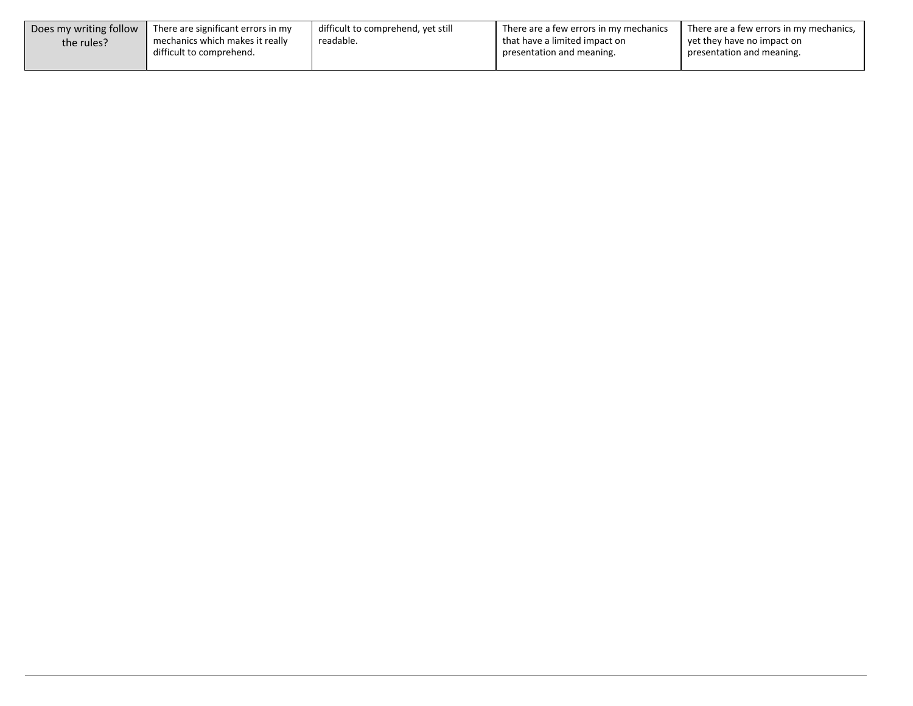| | | | | |
|---|---|---|---|---|
| Does my writing follow the rules? | There are significant errors in my mechanics which makes it really difficult to comprehend. | difficult to comprehend, yet still readable. | There are a few errors in my mechanics that have a limited impact on presentation and meaning. | There are a few errors in my mechanics, yet they have no impact on presentation and meaning. |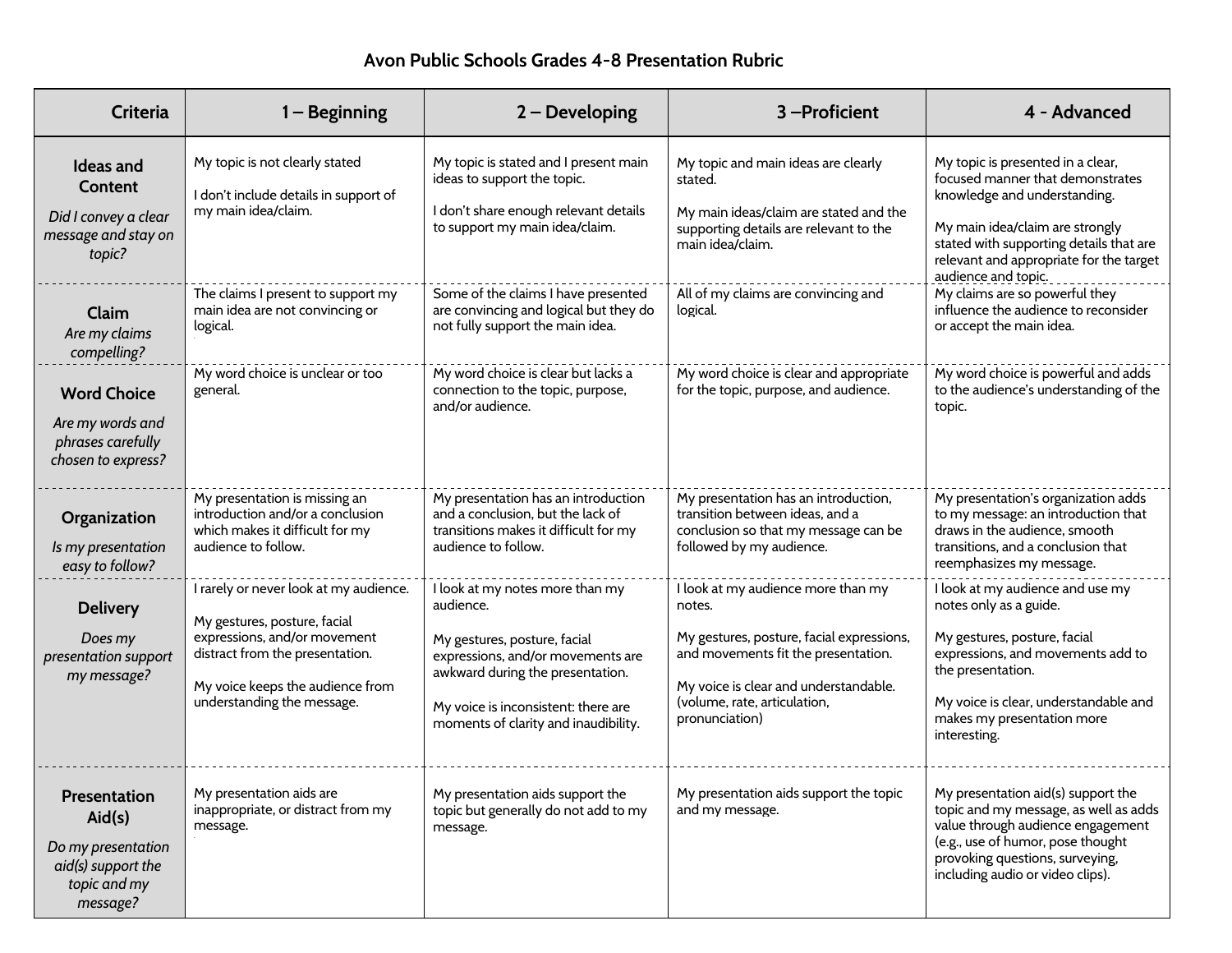# Avon Public Schools Grades 4-8 Presentation Rubric

| Criteria | 1 – Beginning | 2 – Developing | 3 –Proficient | 4 - Advanced |
|---|---|---|---|---|
| **Ideas and Content** *Did I convey a clear message and stay on topic?* | My topic is not clearly stated<br><br>I don't include details in support of my main idea/claim. | My topic is stated and I present main ideas to support the topic.<br><br>I don't share enough relevant details to support my main idea/claim. | My topic and main ideas are clearly stated.<br><br>My main ideas/claim are stated and the supporting details are relevant to the main idea/claim. | My topic is presented in a clear, focused manner that demonstrates knowledge and understanding.<br><br>My main idea/claim are strongly stated with supporting details that are relevant and appropriate for the target audience and topic. |
| **Claim** *Are my claims compelling?* | The claims I present to support my main idea are not convincing or logical. | Some of the claims I have presented are convincing and logical but they do not fully support the main idea. | All of my claims are convincing and logical. | My claims are so powerful they influence the audience to reconsider or accept the main idea. |
| **Word Choice** *Are my words and phrases carefully chosen to express?* | My word choice is unclear or too general. | My word choice is clear but lacks a connection to the topic, purpose, and/or audience. | My word choice is clear and appropriate for the topic, purpose, and audience. | My word choice is powerful and adds to the audience's understanding of the topic. |
| **Organization** *Is my presentation easy to follow?* | My presentation is missing an introduction and/or a conclusion which makes it difficult for my audience to follow. | My presentation has an introduction and a conclusion, but the lack of transitions makes it difficult for my audience to follow. | My presentation has an introduction, transition between ideas, and a conclusion so that my message can be followed by my audience. | My presentation's organization adds to my message: an introduction that draws in the audience, smooth transitions, and a conclusion that reemphasizes my message. |
| **Delivery** *Does my presentation support my message?* | I rarely or never look at my audience.<br><br>My gestures, posture, facial expressions, and/or movement distract from the presentation.<br><br>My voice keeps the audience from understanding the message. | I look at my notes more than my audience.<br><br>My gestures, posture, facial expressions, and/or movements are awkward during the presentation.<br><br>My voice is inconsistent: there are moments of clarity and inaudibility. | I look at my audience more than my notes.<br><br>My gestures, posture, facial expressions, and movements fit the presentation.<br><br>My voice is clear and understandable. (volume, rate, articulation, pronunciation) | I look at my audience and use my notes only as a guide.<br><br>My gestures, posture, facial expressions, and movements add to the presentation.<br><br>My voice is clear, understandable and makes my presentation more interesting. |
| **Presentation Aid(s)** *Do my presentation aid(s) support the topic and my message?* | My presentation aids are inappropriate, or distract from my message. | My presentation aids support the topic but generally do not add to my message. | My presentation aids support the topic and my message. | My presentation aid(s) support the topic and my message, as well as adds value through audience engagement (e.g., use of humor, pose thought provoking questions, surveying, including audio or video clips). |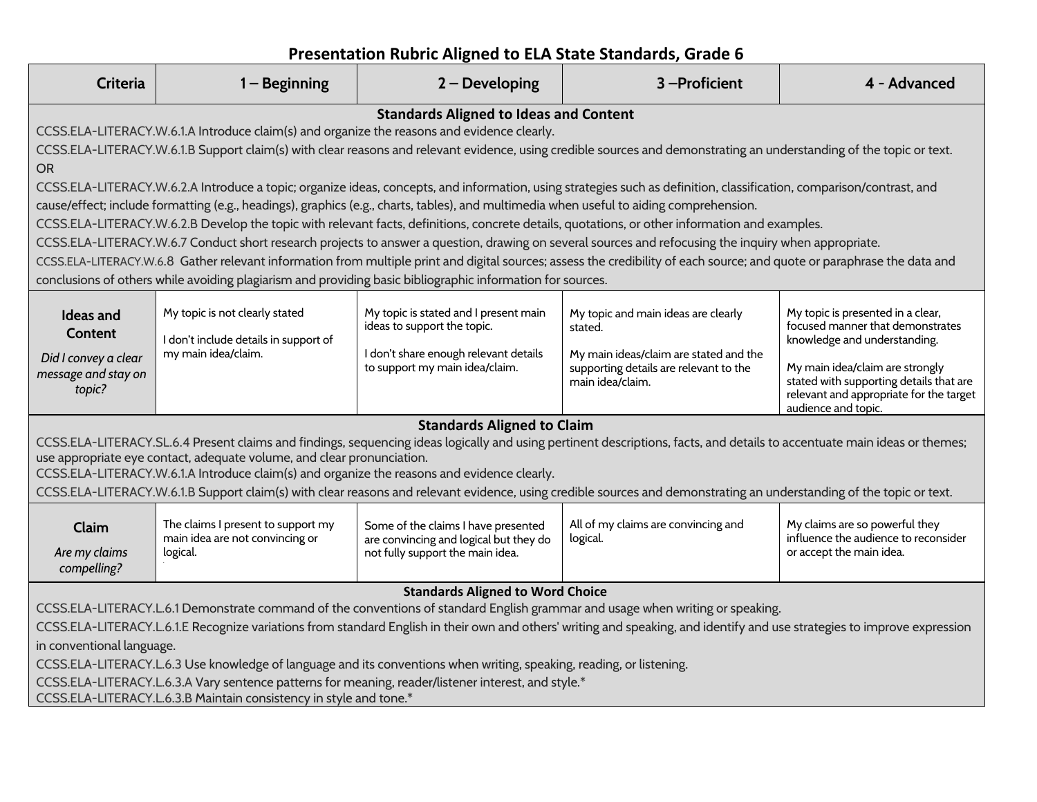# Presentation Rubric Aligned to ELA State Standards, Grade 6

| Criteria | 1 – Beginning | 2 – Developing | 3 –Proficient | 4 - Advanced |
|---|---|---|---|---|
| **Standards Aligned to Ideas and Content**<br>CCSS.ELA-LITERACY.W.6.1.A Introduce claim(s) and organize the reasons and evidence clearly.<br>CCSS.ELA-LITERACY.W.6.1.B Support claim(s) with clear reasons and relevant evidence, using credible sources and demonstrating an understanding of the topic or text.<br>OR<br>CCSS.ELA-LITERACY.W.6.2.A Introduce a topic; organize ideas, concepts, and information, using strategies such as definition, classification, comparison/contrast, and cause/effect; include formatting (e.g., headings), graphics (e.g., charts, tables), and multimedia when useful to aiding comprehension.<br>CCSS.ELA-LITERACY.W.6.2.B Develop the topic with relevant facts, definitions, concrete details, quotations, or other information and examples.<br>CCSS.ELA-LITERACY.W.6.7 Conduct short research projects to answer a question, drawing on several sources and refocusing the inquiry when appropriate.<br>CCSS.ELA-LITERACY.W.6.8 Gather relevant information from multiple print and digital sources; assess the credibility of each source; and quote or paraphrase the data and conclusions of others while avoiding plagiarism and providing basic bibliographic information for sources. | | | | |
| **Ideas and Content**<br>*Did I convey a clear message and stay on topic?* | My topic is not clearly stated<br><br>I don't include details in support of my main idea/claim. | My topic is stated and I present main ideas to support the topic.<br><br>I don't share enough relevant details to support my main idea/claim. | My topic and main ideas are clearly stated.<br><br>My main ideas/claim are stated and the supporting details are relevant to the main idea/claim. | My topic is presented in a clear, focused manner that demonstrates knowledge and understanding.<br><br>My main idea/claim are strongly stated with supporting details that are relevant and appropriate for the target audience and topic. |
| **Standards Aligned to Claim**<br>CCSS.ELA-LITERACY.SL.6.4 Present claims and findings, sequencing ideas logically and using pertinent descriptions, facts, and details to accentuate main ideas or themes; use appropriate eye contact, adequate volume, and clear pronunciation.<br>CCSS.ELA-LITERACY.W.6.1.A Introduce claim(s) and organize the reasons and evidence clearly.<br>CCSS.ELA-LITERACY.W.6.1.B Support claim(s) with clear reasons and relevant evidence, using credible sources and demonstrating an understanding of the topic or text. | | | | |
| **Claim**<br>*Are my claims compelling?* | The claims I present to support my main idea are not convincing or logical. | Some of the claims I have presented are convincing and logical but they do not fully support the main idea. | All of my claims are convincing and logical. | My claims are so powerful they influence the audience to reconsider or accept the main idea. |
| **Standards Aligned to Word Choice**<br>CCSS.ELA-LITERACY.L.6.1 Demonstrate command of the conventions of standard English grammar and usage when writing or speaking.<br>CCSS.ELA-LITERACY.L.6.1.E Recognize variations from standard English in their own and others' writing and speaking, and identify and use strategies to improve expression in conventional language.<br>CCSS.ELA-LITERACY.L.6.3 Use knowledge of language and its conventions when writing, speaking, reading, or listening.<br>CCSS.ELA-LITERACY.L.6.3.A Vary sentence patterns for meaning, reader/listener interest, and style.*<br>CCSS.ELA-LITERACY.L.6.3.B Maintain consistency in style and tone.* | | | | |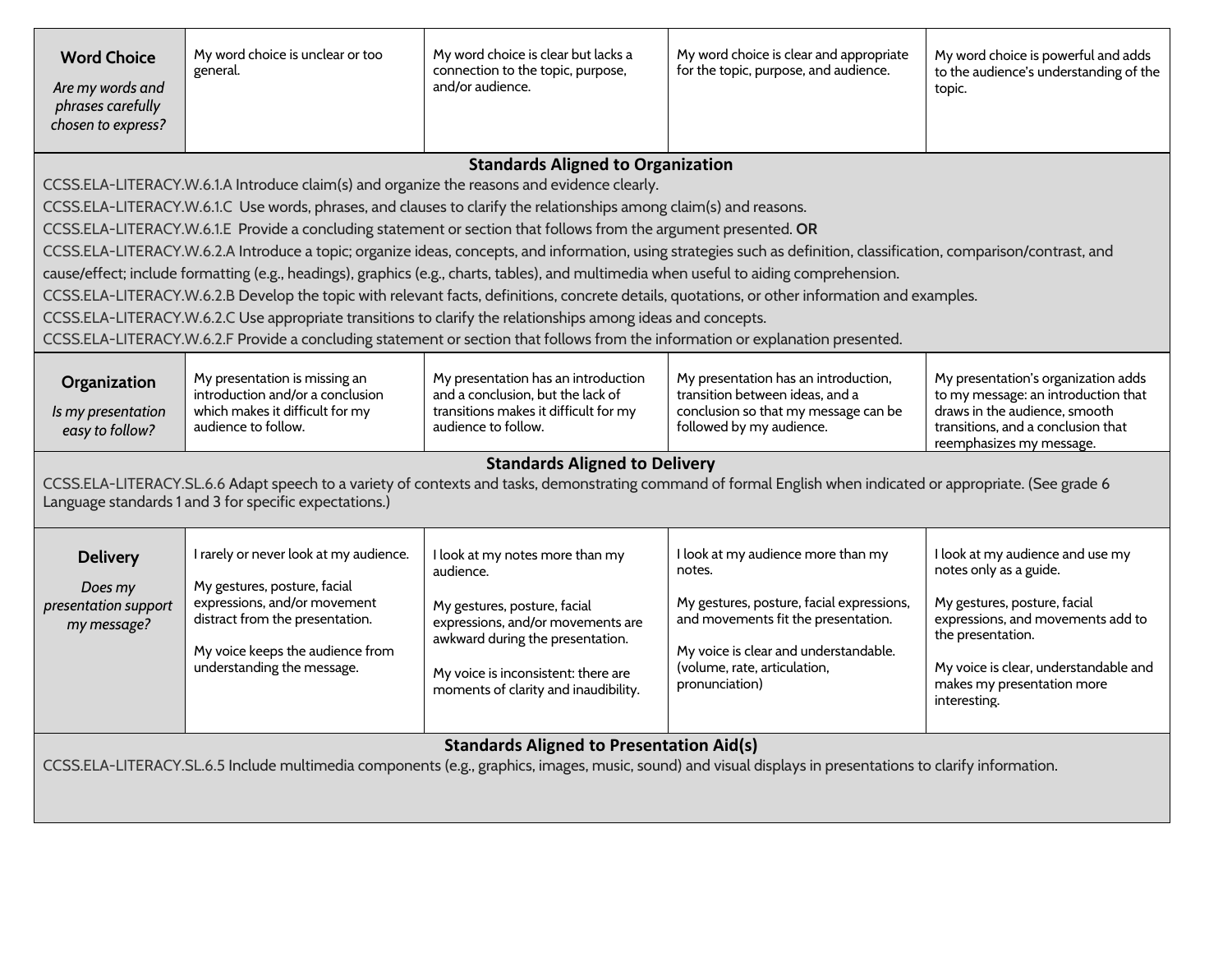| **Word Choice** *Are my words and phrases carefully chosen to express?* | My word choice is unclear or too general. | My word choice is clear but lacks a connection to the topic, purpose, and/or audience. | My word choice is clear and appropriate for the topic, purpose, and audience. | My word choice is powerful and adds to the audience's understanding of the topic. |
|---|---|---|---|---|

**Standards Aligned to Organization**

CCSS.ELA-LITERACY.W.6.1.A Introduce claim(s) and organize the reasons and evidence clearly.
CCSS.ELA-LITERACY.W.6.1.C Use words, phrases, and clauses to clarify the relationships among claim(s) and reasons.
CCSS.ELA-LITERACY.W.6.1.E Provide a concluding statement or section that follows from the argument presented. **OR**
CCSS.ELA-LITERACY.W.6.2.A Introduce a topic; organize ideas, concepts, and information, using strategies such as definition, classification, comparison/contrast, and cause/effect; include formatting (e.g., headings), graphics (e.g., charts, tables), and multimedia when useful to aiding comprehension.
CCSS.ELA-LITERACY.W.6.2.B Develop the topic with relevant facts, definitions, concrete details, quotations, or other information and examples.
CCSS.ELA-LITERACY.W.6.2.C Use appropriate transitions to clarify the relationships among ideas and concepts.
CCSS.ELA-LITERACY.W.6.2.F Provide a concluding statement or section that follows from the information or explanation presented.

| **Organization** *Is my presentation easy to follow?* | My presentation is missing an introduction and/or a conclusion which makes it difficult for my audience to follow. | My presentation has an introduction and a conclusion, but the lack of transitions makes it difficult for my audience to follow. | My presentation has an introduction, transition between ideas, and a conclusion so that my message can be followed by my audience. | My presentation's organization adds to my message: an introduction that draws in the audience, smooth transitions, and a conclusion that reemphasizes my message. |
|---|---|---|---|---|

**Standards Aligned to Delivery**

CCSS.ELA-LITERACY.SL.6.6 Adapt speech to a variety of contexts and tasks, demonstrating command of formal English when indicated or appropriate. (See grade 6 Language standards 1 and 3 for specific expectations.)

| **Delivery** *Does my presentation support my message?* | I rarely or never look at my audience.<br><br>My gestures, posture, facial expressions, and/or movement distract from the presentation.<br><br>My voice keeps the audience from understanding the message. | I look at my notes more than my audience.<br><br>My gestures, posture, facial expressions, and/or movements are awkward during the presentation.<br><br>My voice is inconsistent: there are moments of clarity and inaudibility. | I look at my audience more than my notes.<br><br>My gestures, posture, facial expressions, and movements fit the presentation.<br><br>My voice is clear and understandable. (volume, rate, articulation, pronunciation) | I look at my audience and use my notes only as a guide.<br><br>My gestures, posture, facial expressions, and movements add to the presentation.<br><br>My voice is clear, understandable and makes my presentation more interesting. |
|---|---|---|---|---|

**Standards Aligned to Presentation Aid(s)**

CCSS.ELA-LITERACY.SL.6.5 Include multimedia components (e.g., graphics, images, music, sound) and visual displays in presentations to clarify information.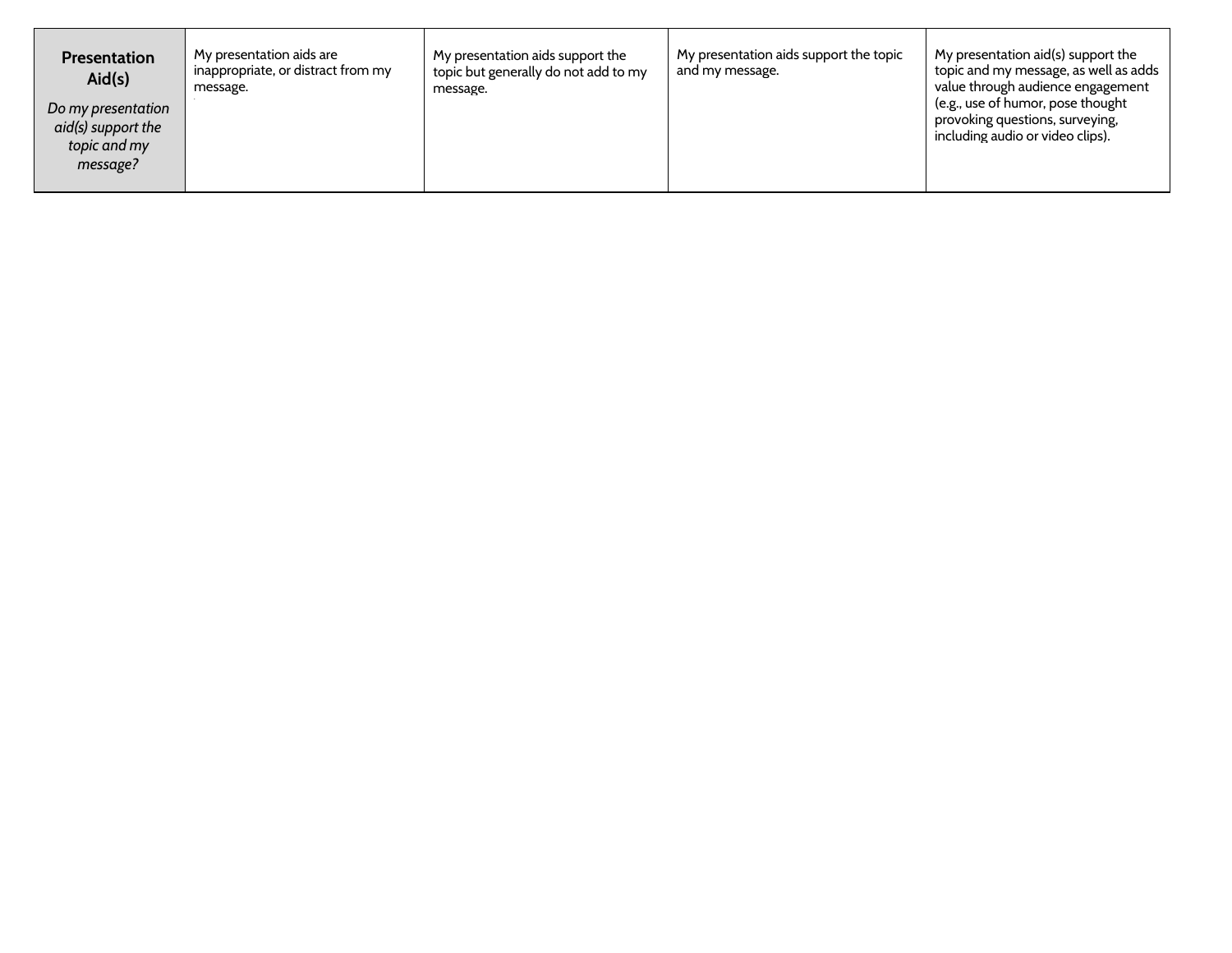| **Presentation Aid(s)** *Do my presentation aid(s) support the topic and my message?* | My presentation aids are inappropriate, or distract from my message. | My presentation aids support the topic but generally do not add to my message. | My presentation aids support the topic and my message. | My presentation aid(s) support the topic and my message, as well as adds value through audience engagement (e.g., use of humor, pose thought provoking questions, surveying, including audio or video clips). |
|---|---|---|---|---|